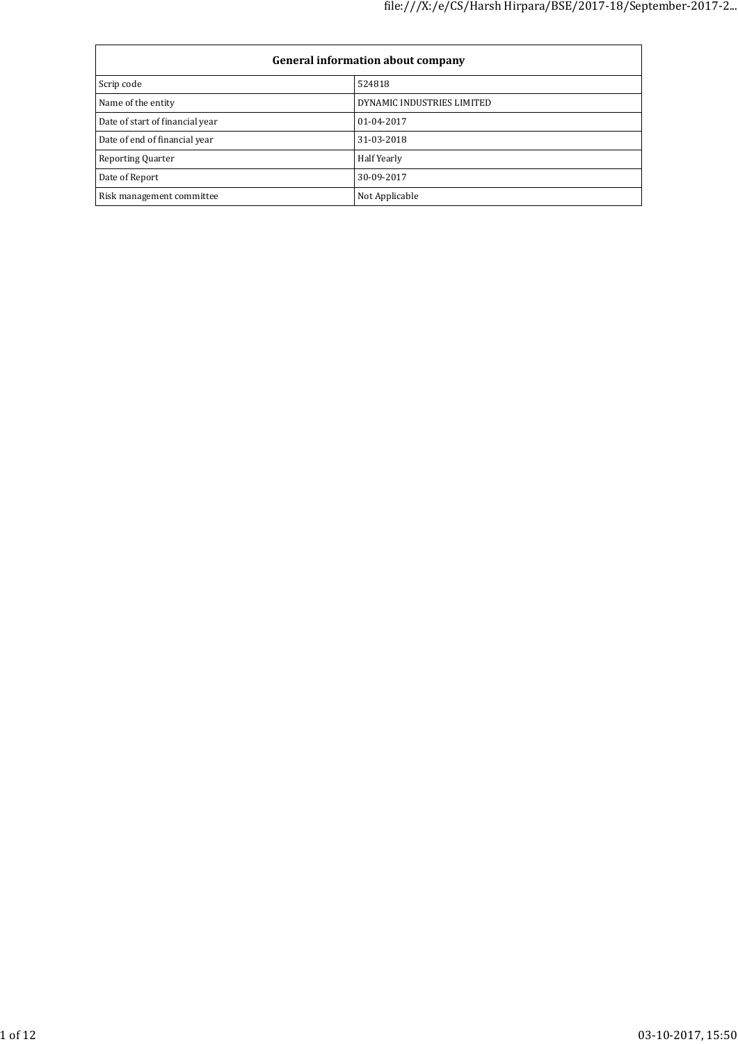| General information about company | |
|---|---|
| Scrip code | 524818 |
| Name of the entity | DYNAMIC INDUSTRIES LIMITED |
| Date of start of financial year | 01-04-2017 |
| Date of end of financial year | 31-03-2018 |
| Reporting Quarter | Half Yearly |
| Date of Report | 30-09-2017 |
| Risk management committee | Not Applicable |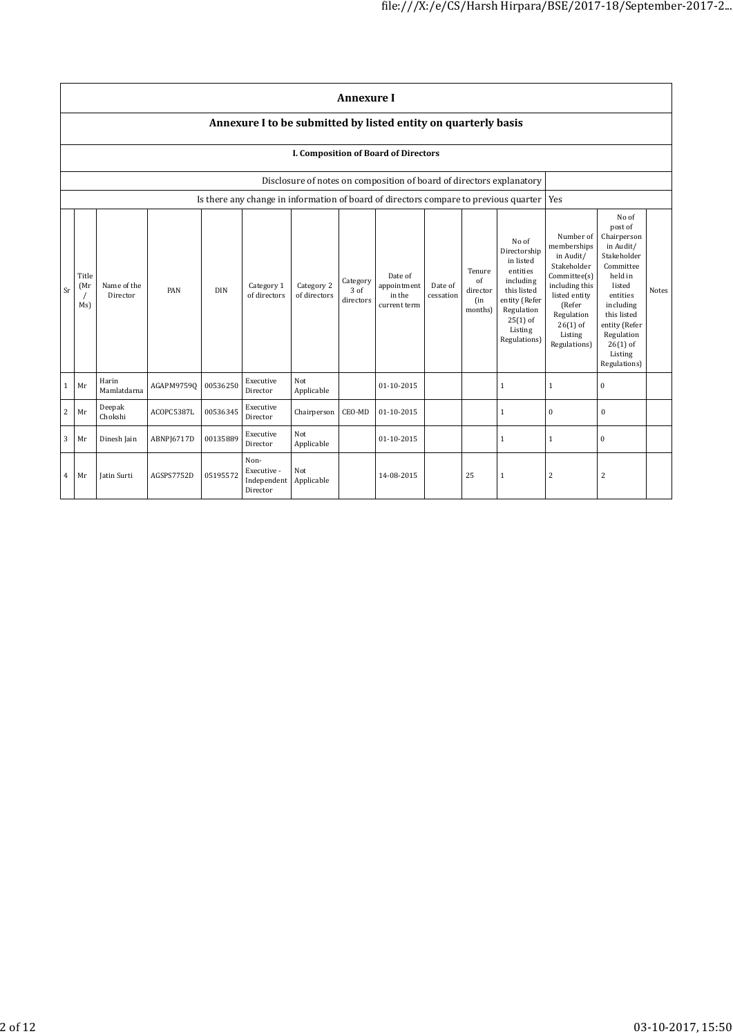# Annexure I

## Annexure I to be submitted by listed entity on quarterly basis

### I. Composition of Board of Directors

| Disclosure of notes on composition of board of directors explanatory | |
|---|---|
| Is there any change in information of board of directors compare to previous quarter | Yes |

| Sr | Title (Mr / Ms) | Name of the Director | PAN | DIN | Category 1 of directors | Category 2 of directors | Category 3 of directors | Date of appointment in the current term | Date of cessation | Tenure of director (in months) | No of Directorship in listed entities including this listed entity (Refer Regulation 25(1) of Listing Regulations) | Number of memberships in Audit/ Stakeholder Committee(s) including this listed entity (Refer Regulation 26(1) of Listing Regulations) | No of post of Chairperson in Audit/ Stakeholder Committee held in listed entities including this listed entity (Refer Regulation 26(1) of Listing Regulations) | Notes |
|---|---|---|---|---|---|---|---|---|---|---|---|---|---|---|
| 1 | Mr | Harin Mamlatdarna | AGAPM9759Q | 00536250 | Executive Director | Not Applicable | | 01-10-2015 | | | 1 | 1 | 0 | |
| 2 | Mr | Deepak Chokshi | ACOPC5387L | 00536345 | Executive Director | Chairperson | CEO-MD | 01-10-2015 | | | 1 | 0 | 0 | |
| 3 | Mr | Dinesh Jain | ABNPJ6717D | 00135889 | Executive Director | Not Applicable | | 01-10-2015 | | | 1 | 1 | 0 | |
| 4 | Mr | Jatin Surti | AGSPS7752D | 05195572 | Non-Executive - Independent Director | Not Applicable | | 14-08-2015 | | 25 | 1 | 2 | 2 | |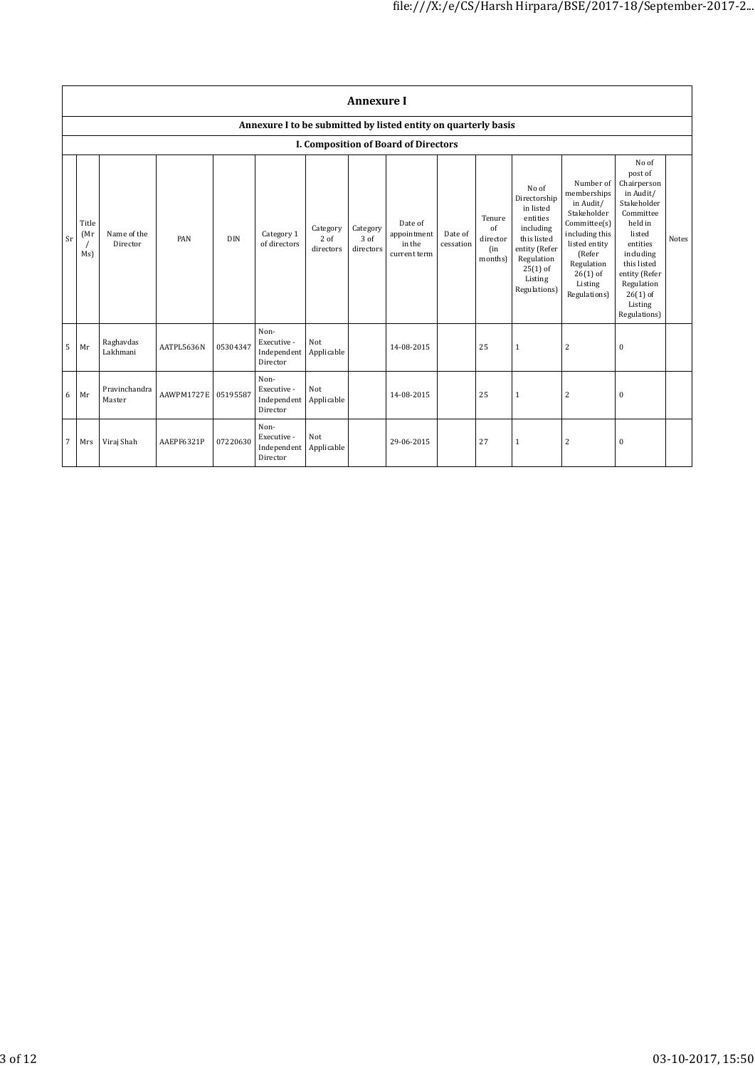| Annexure I | | | | | | | | | | | | | | |
|---|---|---|---|---|---|---|---|---|---|---|---|---|---|---|
| **Annexure I to be submitted by listed entity on quarterly basis** | | | | | | | | | | | | | | |
| **I. Composition of Board of Directors** | | | | | | | | | | | | | | |
| Sr | Title (Mr / Ms) | Name of the Director | PAN | DIN | Category 1 of directors | Category 2 of directors | Category 3 of directors | Date of appointment in the current term | Date of cessation | Tenure of director (in months) | No of Directorship in listed entities including this listed entity (Refer Regulation 25(1) of Listing Regulations) | Number of memberships in Audit/ Stakeholder Committee(s) including this listed entity (Refer Regulation 26(1) of Listing Regulations) | No of post of Chairperson in Audit/ Stakeholder Committee held in listed entities including this listed entity (Refer Regulation 26(1) of Listing Regulations) | Notes |
| 5 | Mr | Raghavdas Lakhmani | AATPL5636N | 05304347 | Non-Executive - Independent Director | Not Applicable | | 14-08-2015 | | 25 | 1 | 2 | 0 | |
| 6 | Mr | Pravinchandra Master | AAWPM1727E | 05195587 | Non-Executive - Independent Director | Not Applicable | | 14-08-2015 | | 25 | 1 | 2 | 0 | |
| 7 | Mrs | Viraj Shah | AAEPF6321P | 07220630 | Non-Executive - Independent Director | Not Applicable | | 29-06-2015 | | 27 | 1 | 2 | 0 | |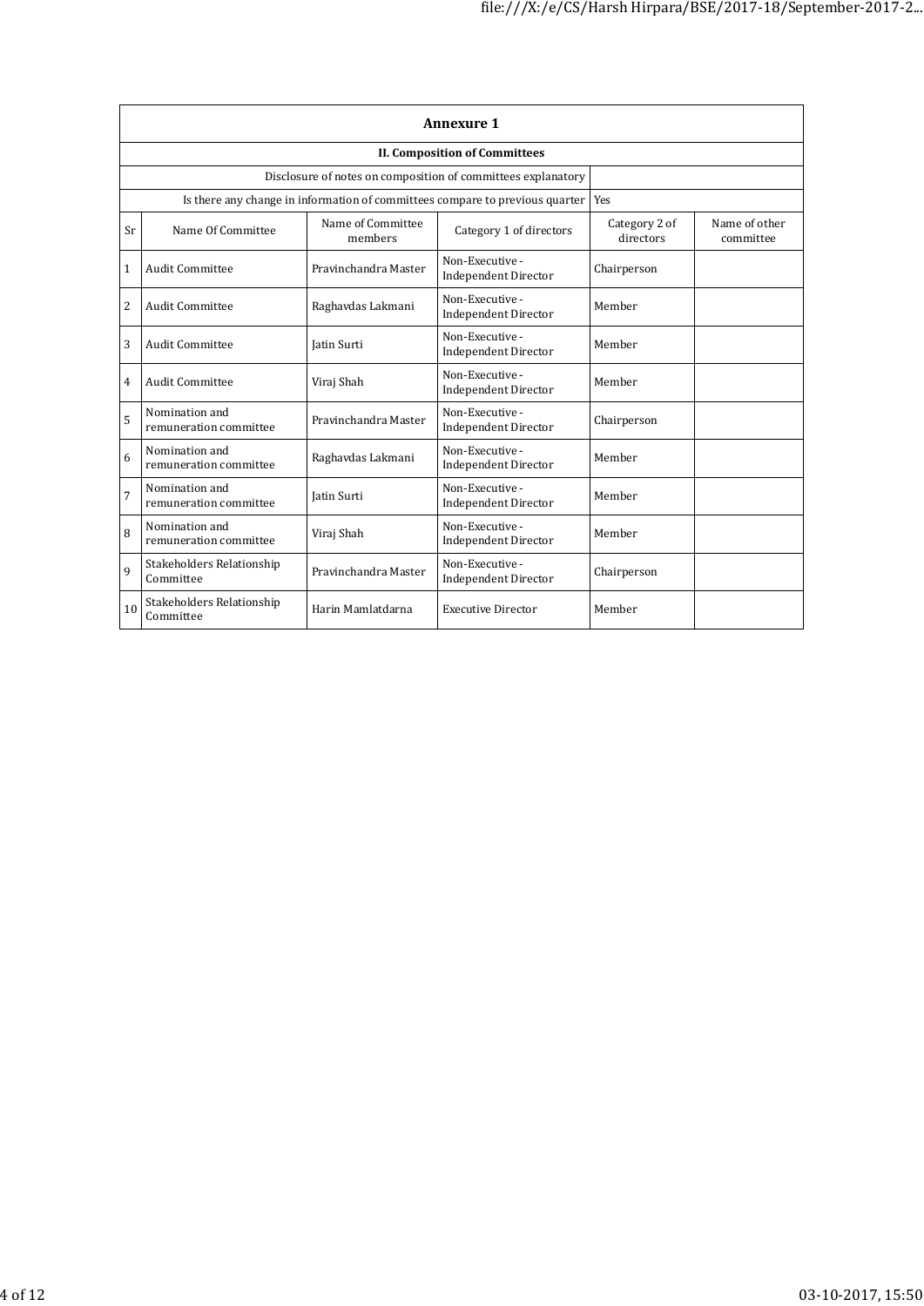## Annexure 1

### II. Composition of Committees

| Disclosure of notes on composition of committees explanatory | |
|---|---|
| Is there any change in information of committees compare to previous quarter | Yes |

| Sr | Name Of Committee | Name of Committee members | Category 1 of directors | Category 2 of directors | Name of other committee |
|---|---|---|---|---|---|
| 1 | Audit Committee | Pravinchandra Master | Non-Executive - Independent Director | Chairperson | |
| 2 | Audit Committee | Raghavdas Lakmani | Non-Executive - Independent Director | Member | |
| 3 | Audit Committee | Jatin Surti | Non-Executive - Independent Director | Member | |
| 4 | Audit Committee | Viraj Shah | Non-Executive - Independent Director | Member | |
| 5 | Nomination and remuneration committee | Pravinchandra Master | Non-Executive - Independent Director | Chairperson | |
| 6 | Nomination and remuneration committee | Raghavdas Lakmani | Non-Executive - Independent Director | Member | |
| 7 | Nomination and remuneration committee | Jatin Surti | Non-Executive - Independent Director | Member | |
| 8 | Nomination and remuneration committee | Viraj Shah | Non-Executive - Independent Director | Member | |
| 9 | Stakeholders Relationship Committee | Pravinchandra Master | Non-Executive - Independent Director | Chairperson | |
| 10 | Stakeholders Relationship Committee | Harin Mamlatdarna | Executive Director | Member | |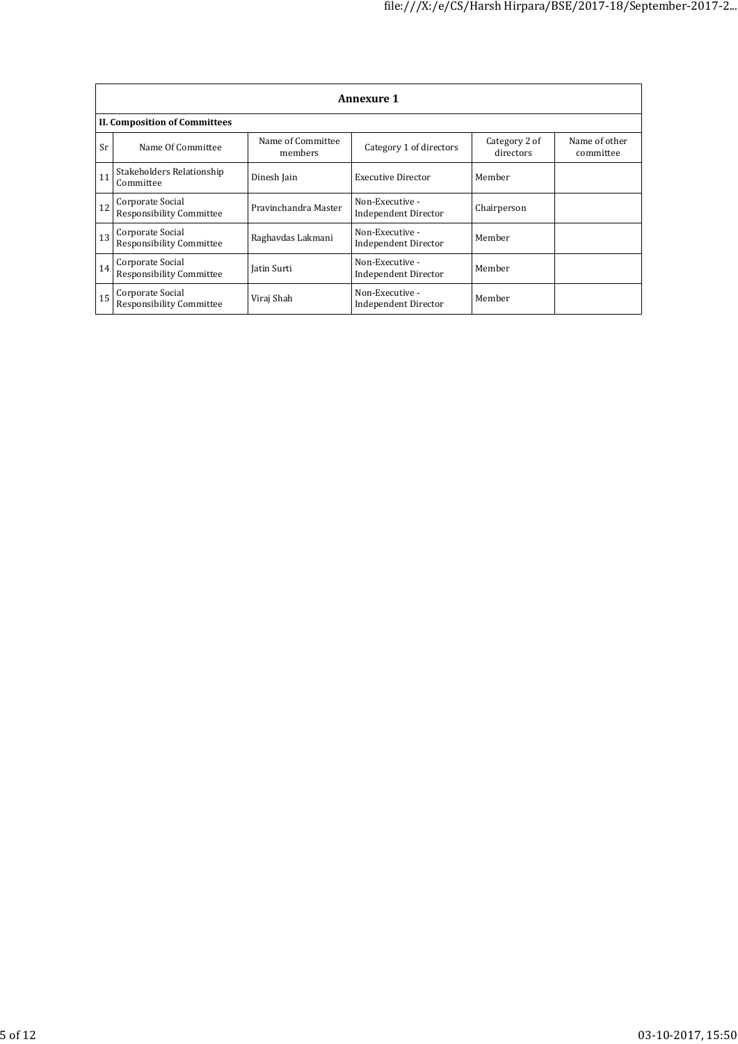| Annexure 1 | | | | | |
|---|---|---|---|---|---|
| **II. Composition of Committees** | | | | | |
| Sr | Name Of Committee | Name of Committee members | Category 1 of directors | Category 2 of directors | Name of other committee |
| 11 | Stakeholders Relationship Committee | Dinesh Jain | Executive Director | Member | |
| 12 | Corporate Social Responsibility Committee | Pravinchandra Master | Non-Executive - Independent Director | Chairperson | |
| 13 | Corporate Social Responsibility Committee | Raghavdas Lakmani | Non-Executive - Independent Director | Member | |
| 14 | Corporate Social Responsibility Committee | Jatin Surti | Non-Executive - Independent Director | Member | |
| 15 | Corporate Social Responsibility Committee | Viraj Shah | Non-Executive - Independent Director | Member | |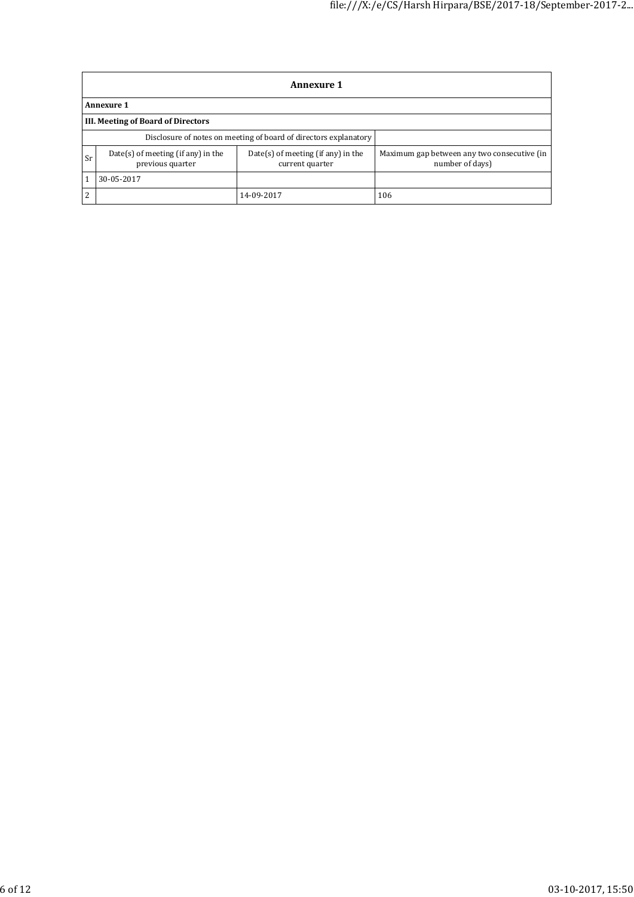## Annexure 1

**Annexure 1**

**III. Meeting of Board of Directors**

| Disclosure of notes on meeting of board of directors explanatory | | | |
|---|---|---|---|
| Sr | Date(s) of meeting (if any) in the previous quarter | Date(s) of meeting (if any) in the current quarter | Maximum gap between any two consecutive (in number of days) |
| 1 | 30-05-2017 | | |
| 2 | | 14-09-2017 | 106 |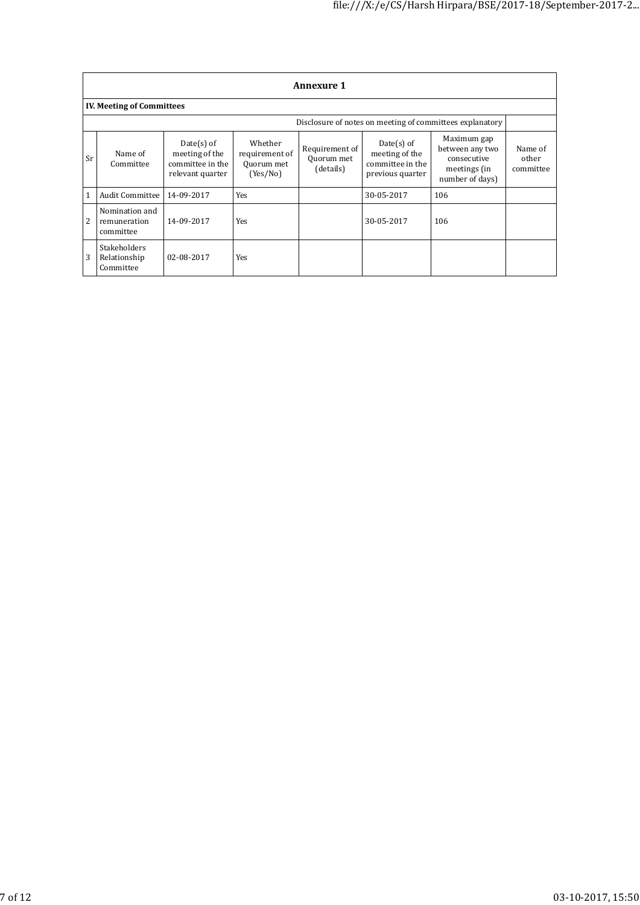## Annexure 1

### IV. Meeting of Committees

Disclosure of notes on meeting of committees explanatory

| Sr | Name of Committee | Date(s) of meeting of the committee in the relevant quarter | Whether requirement of Quorum met (Yes/No) | Requirement of Quorum met (details) | Date(s) of meeting of the committee in the previous quarter | Maximum gap between any two consecutive meetings (in number of days) | Name of other committee |
|---|---|---|---|---|---|---|---|
| 1 | Audit Committee | 14-09-2017 | Yes | | 30-05-2017 | 106 | |
| 2 | Nomination and remuneration committee | 14-09-2017 | Yes | | 30-05-2017 | 106 | |
| 3 | Stakeholders Relationship Committee | 02-08-2017 | Yes | | | | |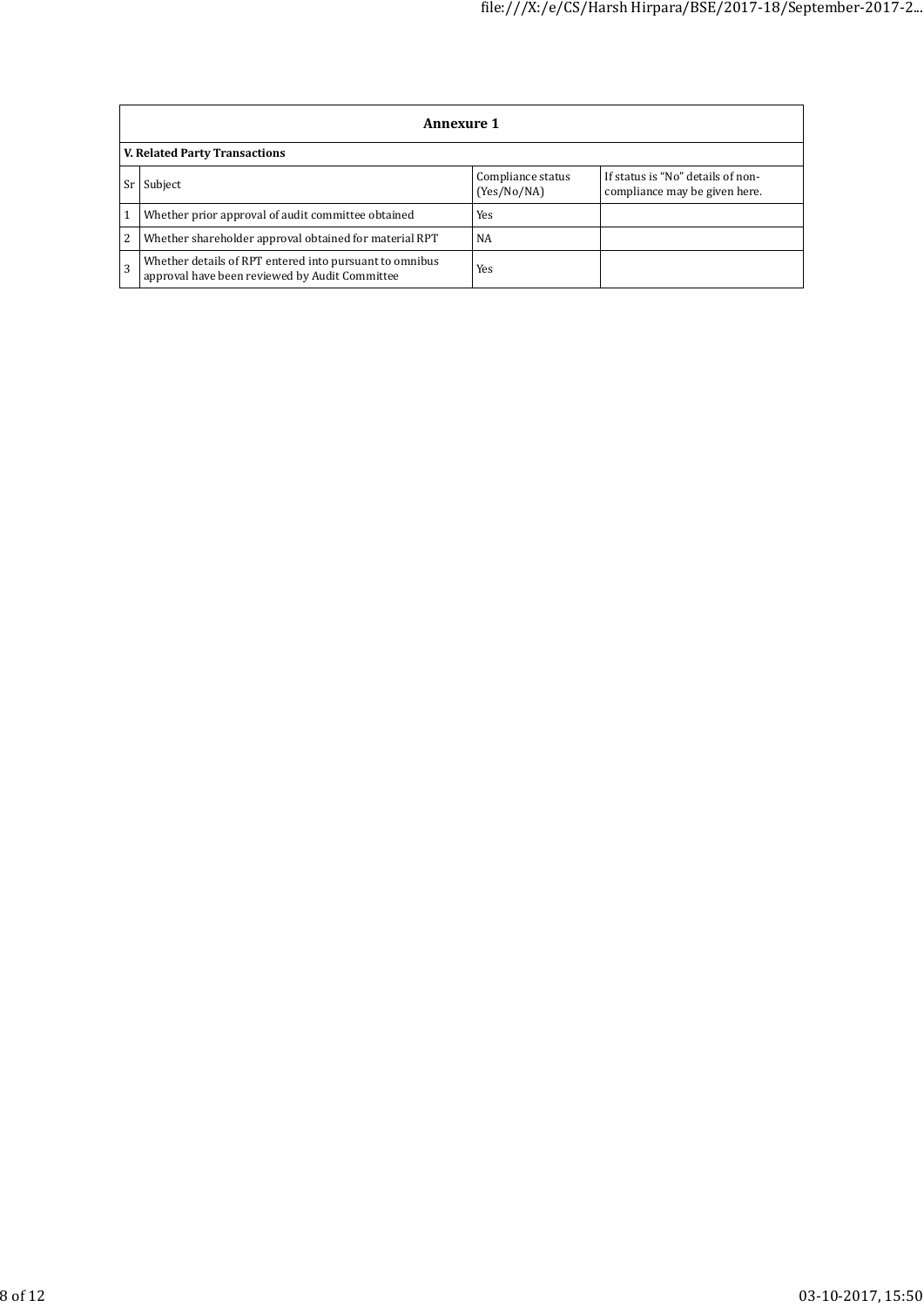## Annexure 1

### V. Related Party Transactions

| Sr | Subject | Compliance status (Yes/No/NA) | If status is "No" details of non-compliance may be given here. |
|---|---|---|---|
| 1 | Whether prior approval of audit committee obtained | Yes | |
| 2 | Whether shareholder approval obtained for material RPT | NA | |
| 3 | Whether details of RPT entered into pursuant to omnibus approval have been reviewed by Audit Committee | Yes | |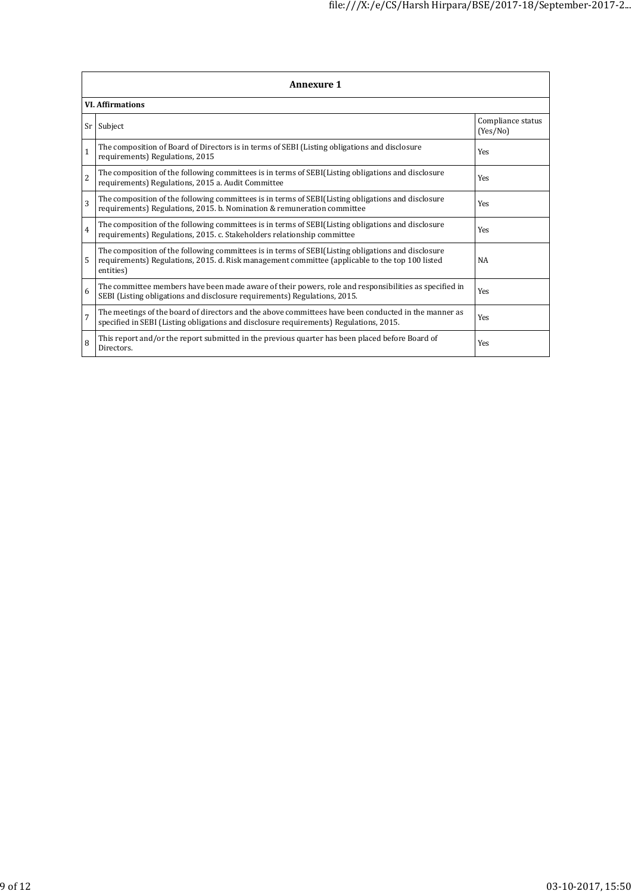## Annexure 1

**VI. Affirmations**

| Sr | Subject | Compliance status (Yes/No) |
|---|---|---|
| 1 | The composition of Board of Directors is in terms of SEBI (Listing obligations and disclosure requirements) Regulations, 2015 | Yes |
| 2 | The composition of the following committees is in terms of SEBI(Listing obligations and disclosure requirements) Regulations, 2015 a. Audit Committee | Yes |
| 3 | The composition of the following committees is in terms of SEBI(Listing obligations and disclosure requirements) Regulations, 2015. b. Nomination & remuneration committee | Yes |
| 4 | The composition of the following committees is in terms of SEBI(Listing obligations and disclosure requirements) Regulations, 2015. c. Stakeholders relationship committee | Yes |
| 5 | The composition of the following committees is in terms of SEBI(Listing obligations and disclosure requirements) Regulations, 2015. d. Risk management committee (applicable to the top 100 listed entities) | NA |
| 6 | The committee members have been made aware of their powers, role and responsibilities as specified in SEBI (Listing obligations and disclosure requirements) Regulations, 2015. | Yes |
| 7 | The meetings of the board of directors and the above committees have been conducted in the manner as specified in SEBI (Listing obligations and disclosure requirements) Regulations, 2015. | Yes |
| 8 | This report and/or the report submitted in the previous quarter has been placed before Board of Directors. | Yes |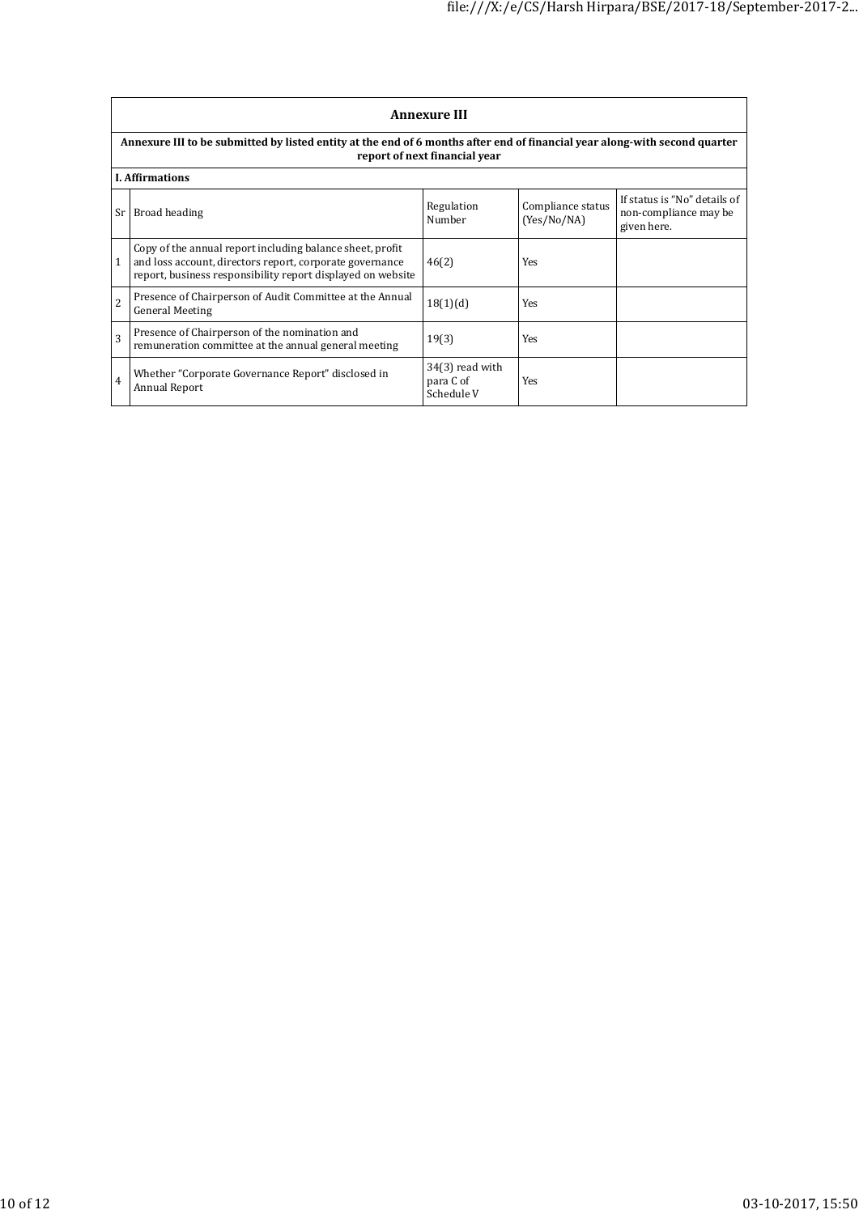## Annexure III

**Annexure III to be submitted by listed entity at the end of 6 months after end of financial year along-with second quarter report of next financial year**

**I. Affirmations**

| Sr | Broad heading | Regulation Number | Compliance status (Yes/No/NA) | If status is "No" details of non-compliance may be given here. |
|---|---|---|---|---|
| 1 | Copy of the annual report including balance sheet, profit and loss account, directors report, corporate governance report, business responsibility report displayed on website | 46(2) | Yes | |
| 2 | Presence of Chairperson of Audit Committee at the Annual General Meeting | 18(1)(d) | Yes | |
| 3 | Presence of Chairperson of the nomination and remuneration committee at the annual general meeting | 19(3) | Yes | |
| 4 | Whether "Corporate Governance Report" disclosed in Annual Report | 34(3) read with para C of Schedule V | Yes | |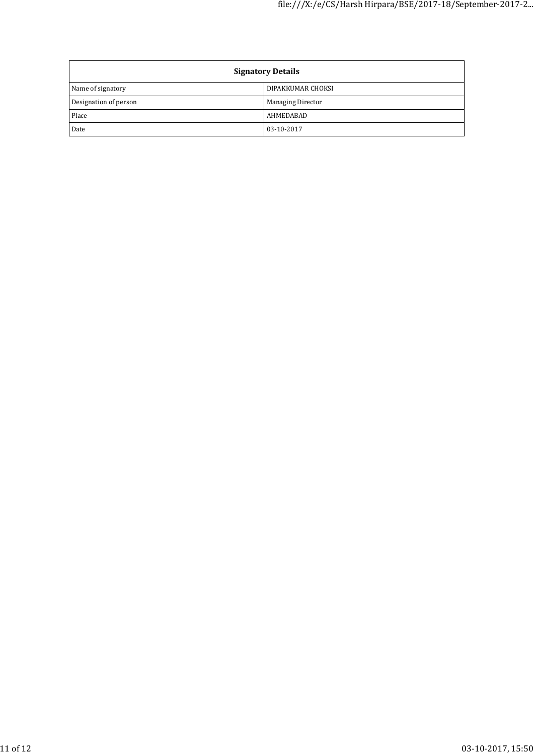| Signatory Details | |
|---|---|
| Name of signatory | DIPAKKUMAR CHOKSI |
| Designation of person | Managing Director |
| Place | AHMEDABAD |
| Date | 03-10-2017 |